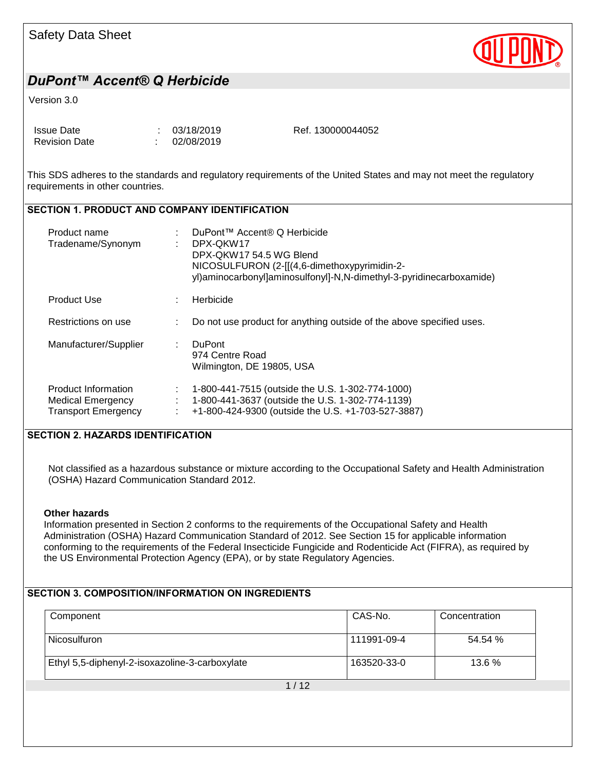Safety Data Sheet

# DuPont™ Accent® Q Herbicide

Version 3.0

| | | | |
|---|---|---|---|
| Issue Date | : | 03/18/2019 | Ref. 130000044052 |
| Revision Date | : | 02/08/2019 | |

This SDS adheres to the standards and regulatory requirements of the United States and may not meet the regulatory requirements in other countries.

## SECTION 1. PRODUCT AND COMPANY IDENTIFICATION

| | | |
|---|---|---|
| Product name | : | DuPont™ Accent® Q Herbicide |
| Tradename/Synonym | : | DPX-QKW17<br>DPX-QKW17 54.5 WG Blend<br>NICOSULFURON (2-[[(4,6-dimethoxypyrimidin-2-yl)aminocarbonyl]aminosulfonyl]-N,N-dimethyl-3-pyridinecarboxamide) |
| Product Use | : | Herbicide |
| Restrictions on use | : | Do not use product for anything outside of the above specified uses. |
| Manufacturer/Supplier | : | DuPont<br>974 Centre Road<br>Wilmington, DE 19805, USA |
| Product Information | : | 1-800-441-7515 (outside the U.S. 1-302-774-1000) |
| Medical Emergency | : | 1-800-441-3637 (outside the U.S. 1-302-774-1139) |
| Transport Emergency | : | +1-800-424-9300 (outside the U.S. +1-703-527-3887) |

## SECTION 2. HAZARDS IDENTIFICATION

Not classified as a hazardous substance or mixture according to the Occupational Safety and Health Administration (OSHA) Hazard Communication Standard 2012.

**Other hazards**

Information presented in Section 2 conforms to the requirements of the Occupational Safety and Health Administration (OSHA) Hazard Communication Standard of 2012. See Section 15 for applicable information conforming to the requirements of the Federal Insecticide Fungicide and Rodenticide Act (FIFRA), as required by the US Environmental Protection Agency (EPA), or by state Regulatory Agencies.

## SECTION 3. COMPOSITION/INFORMATION ON INGREDIENTS

| Component | CAS-No. | Concentration |
|---|---|---|
| Nicosulfuron | 111991-09-4 | 54.54 % |
| Ethyl 5,5-diphenyl-2-isoxazoline-3-carboxylate | 163520-33-0 | 13.6 % |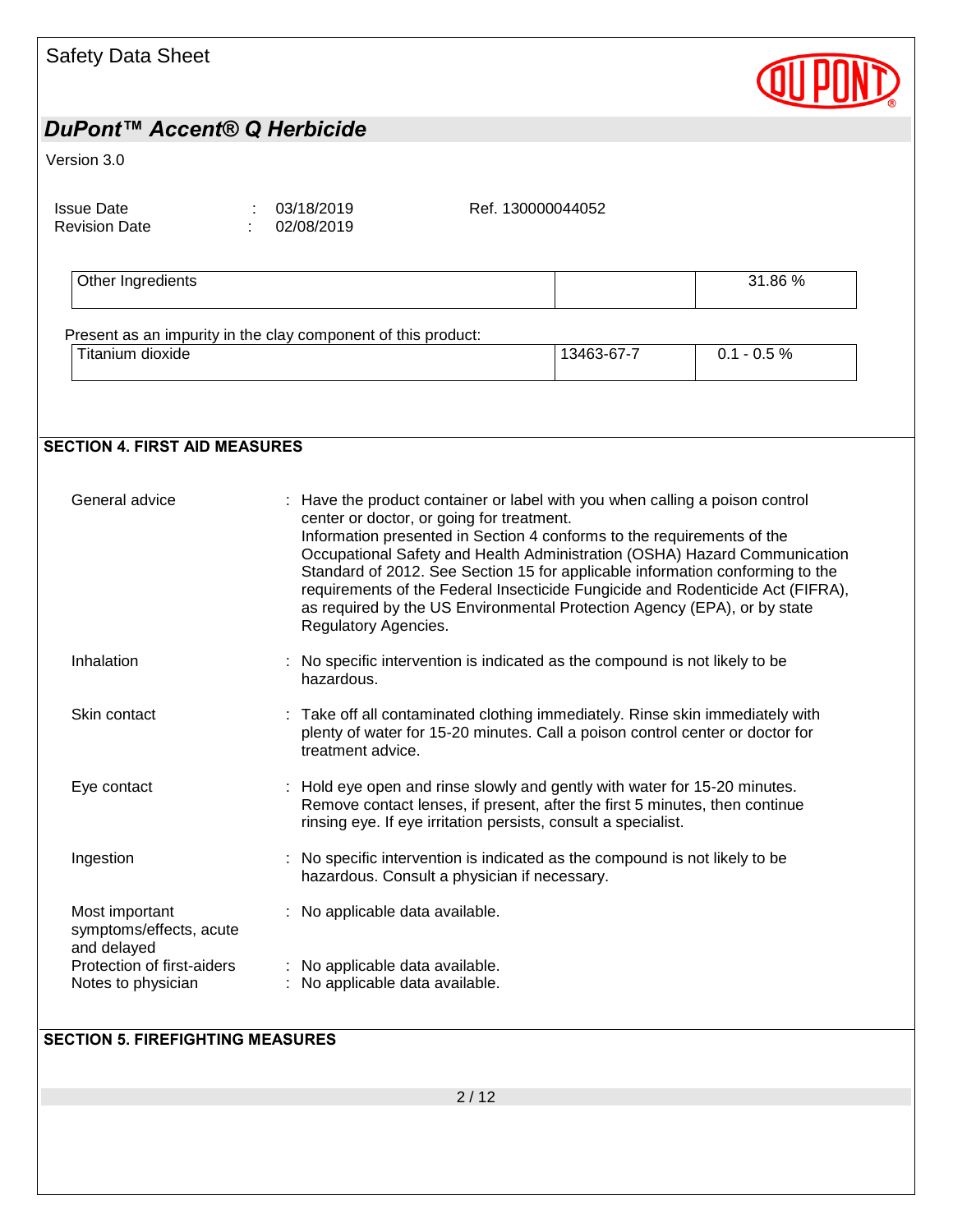| | | |
|---|---|---|
| Other Ingredients | | 31.86 % |

Present as an impurity in the clay component of this product:

| | | |
|---|---|---|
| Titanium dioxide | 13463-67-7 | 0.1 - 0.5 % |

## SECTION 4. FIRST AID MEASURES

General advice : Have the product container or label with you when calling a poison control center or doctor, or going for treatment.
Information presented in Section 4 conforms to the requirements of the Occupational Safety and Health Administration (OSHA) Hazard Communication Standard of 2012. See Section 15 for applicable information conforming to the requirements of the Federal Insecticide Fungicide and Rodenticide Act (FIFRA), as required by the US Environmental Protection Agency (EPA), or by state Regulatory Agencies.

Inhalation : No specific intervention is indicated as the compound is not likely to be hazardous.

Skin contact : Take off all contaminated clothing immediately. Rinse skin immediately with plenty of water for 15-20 minutes. Call a poison control center or doctor for treatment advice.

Eye contact : Hold eye open and rinse slowly and gently with water for 15-20 minutes. Remove contact lenses, if present, after the first 5 minutes, then continue rinsing eye. If eye irritation persists, consult a specialist.

Ingestion : No specific intervention is indicated as the compound is not likely to be hazardous. Consult a physician if necessary.

Most important symptoms/effects, acute and delayed : No applicable data available.

Protection of first-aiders : No applicable data available.

Notes to physician : No applicable data available.

## SECTION 5. FIREFIGHTING MEASURES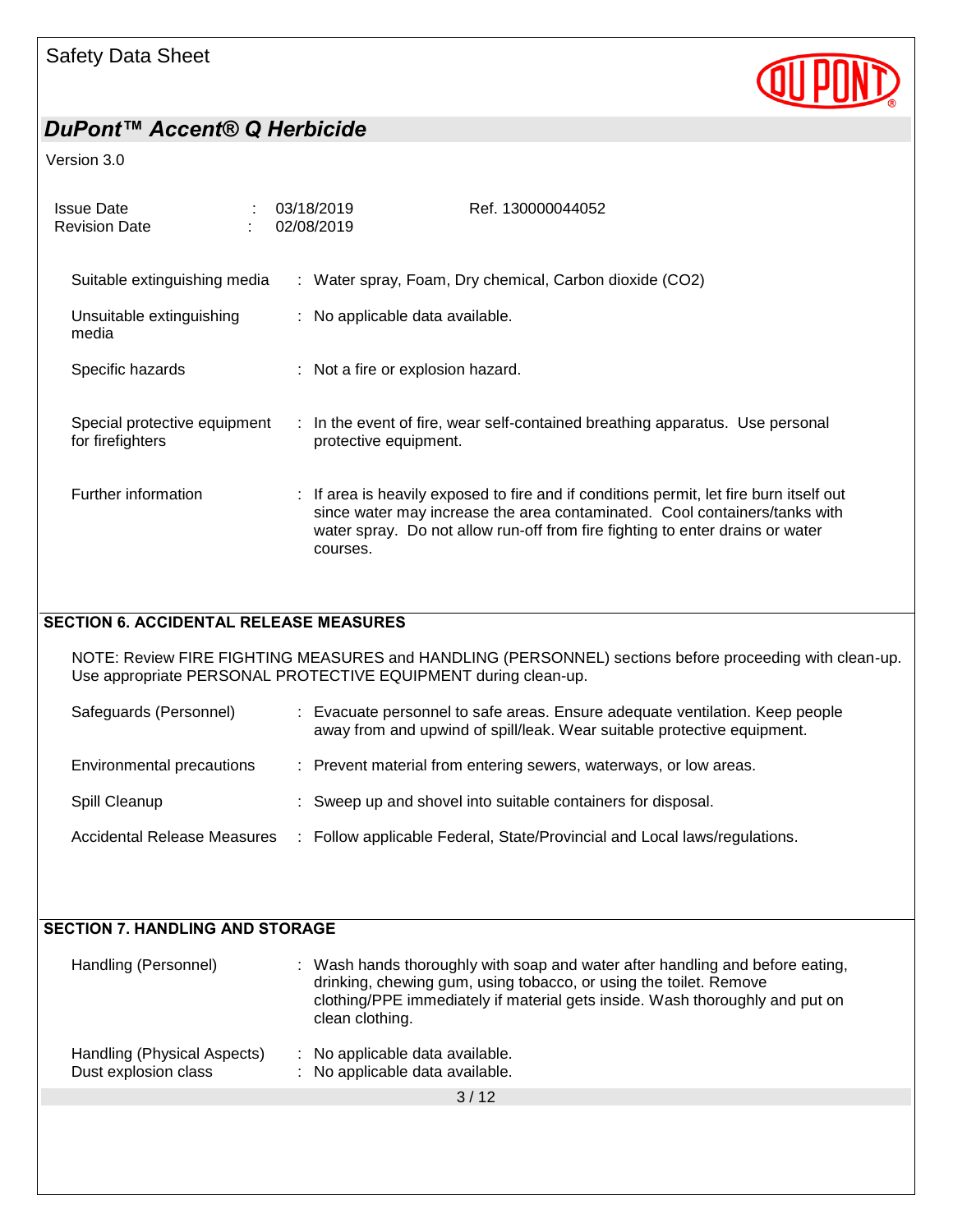| | | |
|---|---|---|
| Suitable extinguishing media | : | Water spray, Foam, Dry chemical, Carbon dioxide ($CO_2$) |
| Unsuitable extinguishing media | : | No applicable data available. |
| Specific hazards | : | Not a fire or explosion hazard. |
| Special protective equipment for firefighters | : | In the event of fire, wear self-contained breathing apparatus. Use personal protective equipment. |
| Further information | : | If area is heavily exposed to fire and if conditions permit, let fire burn itself out since water may increase the area contaminated. Cool containers/tanks with water spray. Do not allow run-off from fire fighting to enter drains or water courses. |

## SECTION 6. ACCIDENTAL RELEASE MEASURES

NOTE: Review FIRE FIGHTING MEASURES and HANDLING (PERSONNEL) sections before proceeding with clean-up. Use appropriate PERSONAL PROTECTIVE EQUIPMENT during clean-up.

| | | |
|---|---|---|
| Safeguards (Personnel) | : | Evacuate personnel to safe areas. Ensure adequate ventilation. Keep people away from and upwind of spill/leak. Wear suitable protective equipment. |
| Environmental precautions | : | Prevent material from entering sewers, waterways, or low areas. |
| Spill Cleanup | : | Sweep up and shovel into suitable containers for disposal. |
| Accidental Release Measures | : | Follow applicable Federal, State/Provincial and Local laws/regulations. |

## SECTION 7. HANDLING AND STORAGE

| | | |
|---|---|---|
| Handling (Personnel) | : | Wash hands thoroughly with soap and water after handling and before eating, drinking, chewing gum, using tobacco, or using the toilet. Remove clothing/PPE immediately if material gets inside. Wash thoroughly and put on clean clothing. |
| Handling (Physical Aspects) | : | No applicable data available. |
| Dust explosion class | : | No applicable data available. |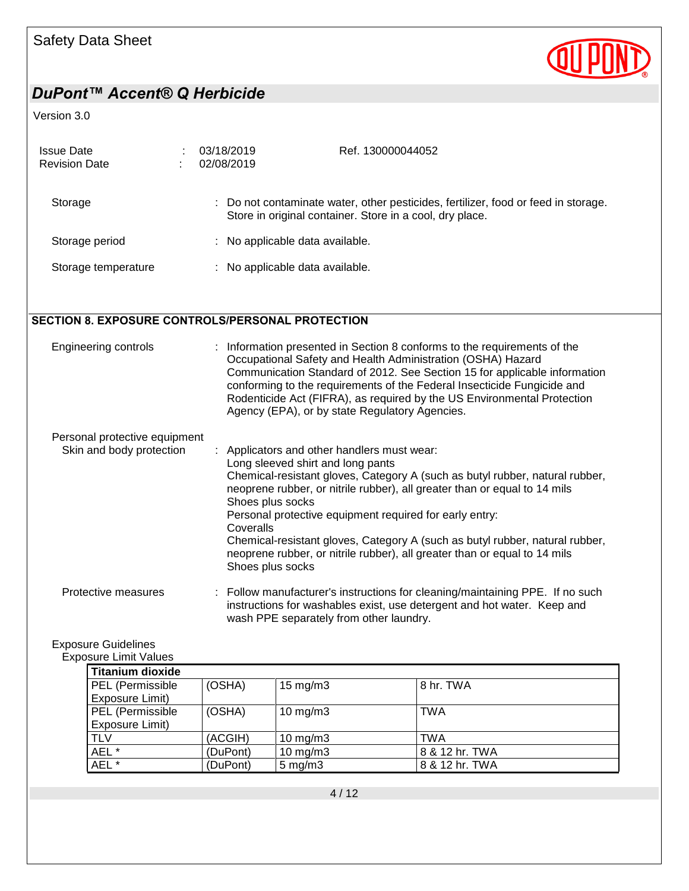| | |
|---|---|
| Storage | : Do not contaminate water, other pesticides, fertilizer, food or feed in storage. Store in original container. Store in a cool, dry place. |
| Storage period | : No applicable data available. |
| Storage temperature | : No applicable data available. |

## SECTION 8. EXPOSURE CONTROLS/PERSONAL PROTECTION

Engineering controls : Information presented in Section 8 conforms to the requirements of the Occupational Safety and Health Administration (OSHA) Hazard Communication Standard of 2012. See Section 15 for applicable information conforming to the requirements of the Federal Insecticide Fungicide and Rodenticide Act (FIFRA), as required by the US Environmental Protection Agency (EPA), or by state Regulatory Agencies.

Personal protective equipment

Skin and body protection : Applicators and other handlers must wear:
Long sleeved shirt and long pants
Chemical-resistant gloves, Category A (such as butyl rubber, natural rubber, neoprene rubber, or nitrile rubber), all greater than or equal to 14 mils
Shoes plus socks
Personal protective equipment required for early entry:
Coveralls
Chemical-resistant gloves, Category A (such as butyl rubber, natural rubber, neoprene rubber, or nitrile rubber), all greater than or equal to 14 mils
Shoes plus socks

Protective measures : Follow manufacturer's instructions for cleaning/maintaining PPE. If no such instructions for washables exist, use detergent and hot water. Keep and wash PPE separately from other laundry.

Exposure Guidelines

Exposure Limit Values

| **Titanium dioxide** | | | |
|---|---|---|---|
| PEL (Permissible Exposure Limit) | (OSHA) | 15 mg/m3 | 8 hr. TWA |
| PEL (Permissible Exposure Limit) | (OSHA) | 10 mg/m3 | TWA |
| TLV | (ACGIH) | 10 mg/m3 | TWA |
| AEL * | (DuPont) | 10 mg/m3 | 8 & 12 hr. TWA |
| AEL * | (DuPont) | 5 mg/m3 | 8 & 12 hr. TWA |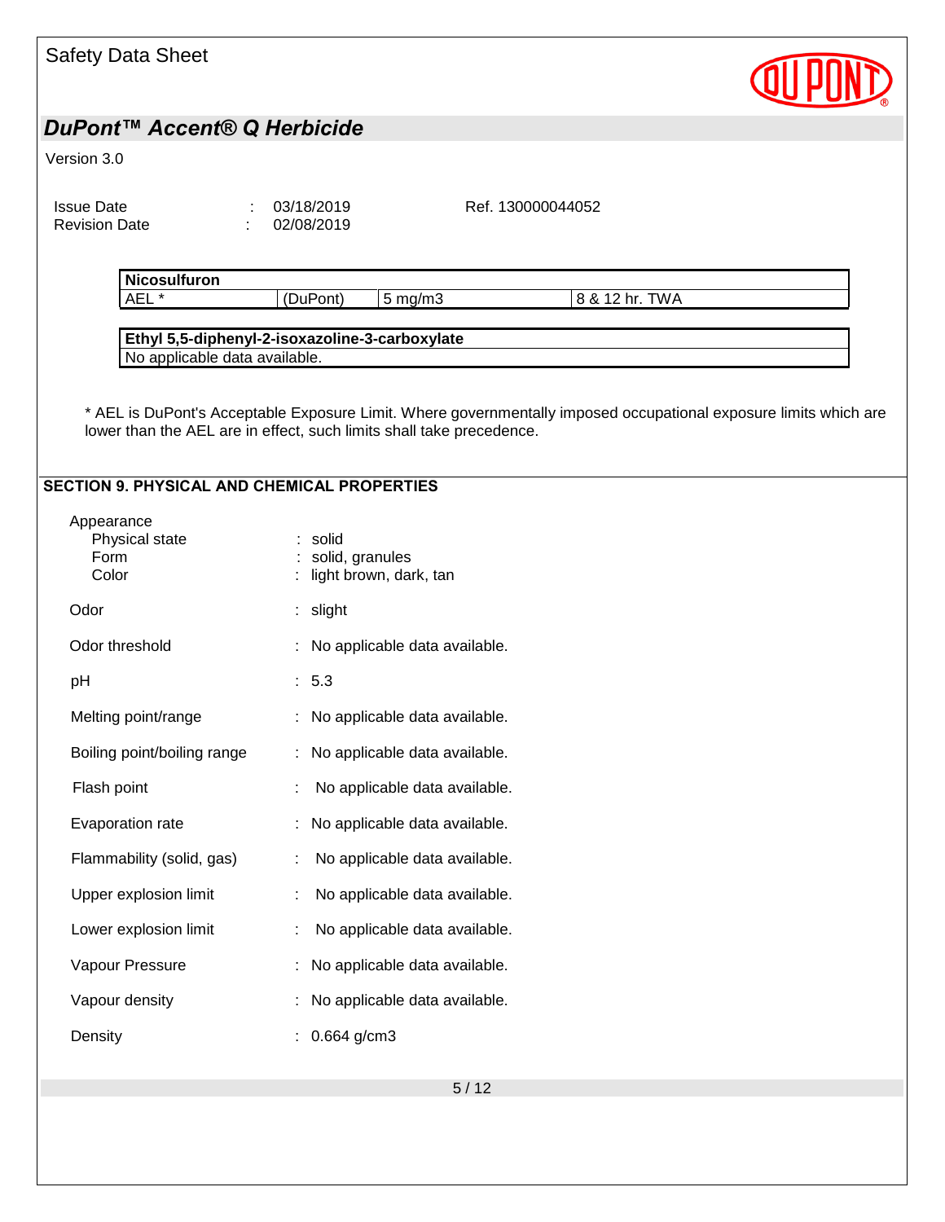| Nicosulfuron | | | |
|---|---|---|---|
| AEL * | (DuPont) | 5 mg/m3 | 8 & 12 hr. TWA |

| Ethyl 5,5-diphenyl-2-isoxazoline-3-carboxylate |
|---|
| No applicable data available. |

* AEL is DuPont's Acceptable Exposure Limit. Where governmentally imposed occupational exposure limits which are lower than the AEL are in effect, such limits shall take precedence.

## SECTION 9. PHYSICAL AND CHEMICAL PROPERTIES

Appearance

- Physical state : solid
- Form : solid, granules
- Color : light brown, dark, tan

Odor : slight

Odor threshold : No applicable data available.

pH : 5.3

Melting point/range : No applicable data available.

Boiling point/boiling range : No applicable data available.

Flash point : No applicable data available.

Evaporation rate : No applicable data available.

Flammability (solid, gas) : No applicable data available.

Upper explosion limit : No applicable data available.

Lower explosion limit : No applicable data available.

Vapour Pressure : No applicable data available.

Vapour density : No applicable data available.

Density : 0.664 g/cm3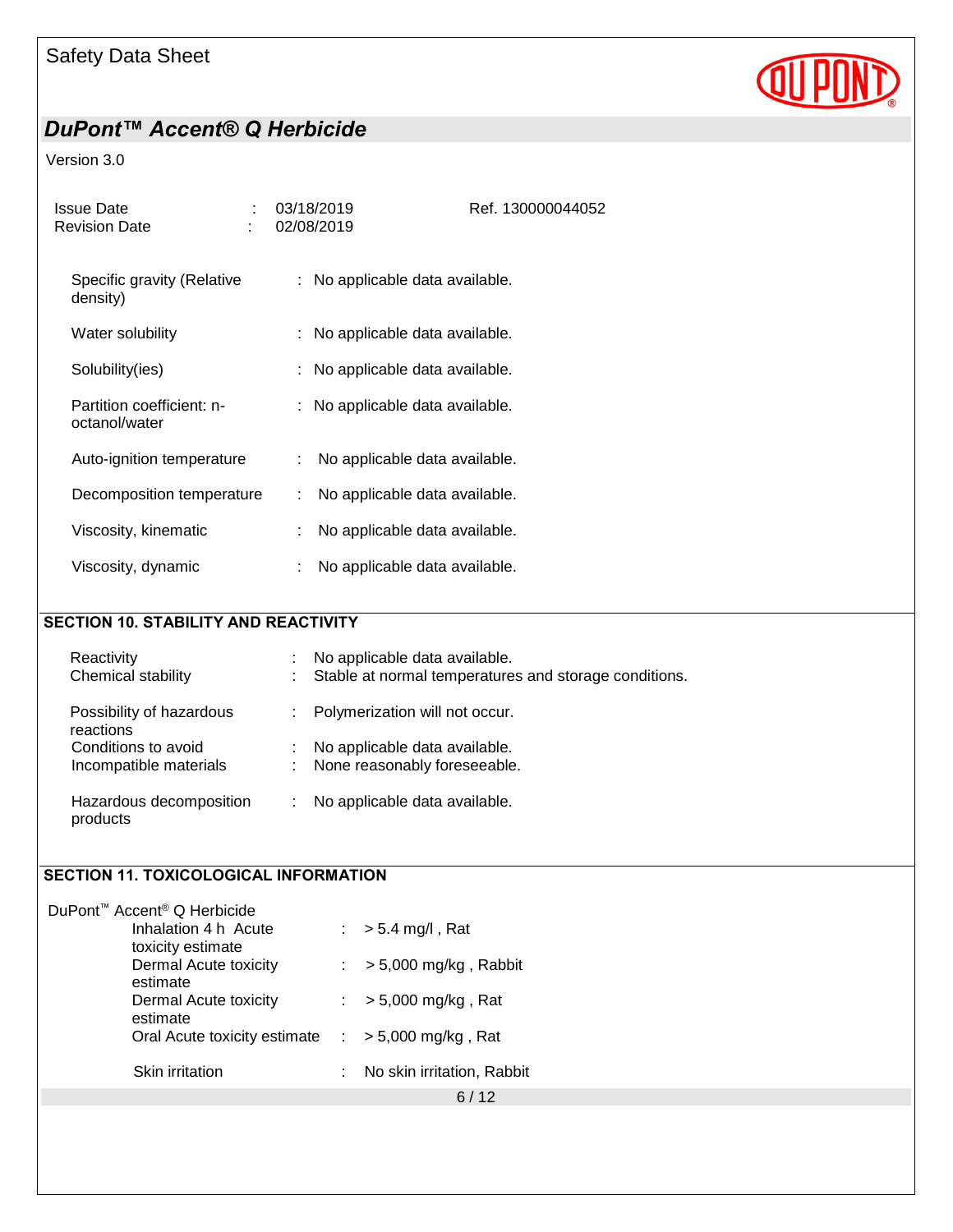| | | |
|---|---|---|
| Specific gravity (Relative density) | : | No applicable data available. |
| Water solubility | : | No applicable data available. |
| Solubility(ies) | : | No applicable data available. |
| Partition coefficient: n-octanol/water | : | No applicable data available. |
| Auto-ignition temperature | : | No applicable data available. |
| Decomposition temperature | : | No applicable data available. |
| Viscosity, kinematic | : | No applicable data available. |
| Viscosity, dynamic | : | No applicable data available. |

## SECTION 10. STABILITY AND REACTIVITY

| | | |
|---|---|---|
| Reactivity | : | No applicable data available. |
| Chemical stability | : | Stable at normal temperatures and storage conditions. |
| Possibility of hazardous reactions | : | Polymerization will not occur. |
| Conditions to avoid | : | No applicable data available. |
| Incompatible materials | : | None reasonably foreseeable. |
| Hazardous decomposition products | : | No applicable data available. |

## SECTION 11. TOXICOLOGICAL INFORMATION

DuPont™ Accent® Q Herbicide

| | | |
|---|---|---|
| Inhalation 4 h Acute toxicity estimate | : | > 5.4 mg/l , Rat |
| Dermal Acute toxicity estimate | : | > 5,000 mg/kg , Rabbit |
| Dermal Acute toxicity estimate | : | > 5,000 mg/kg , Rat |
| Oral Acute toxicity estimate | : | > 5,000 mg/kg , Rat |
| Skin irritation | : | No skin irritation, Rabbit |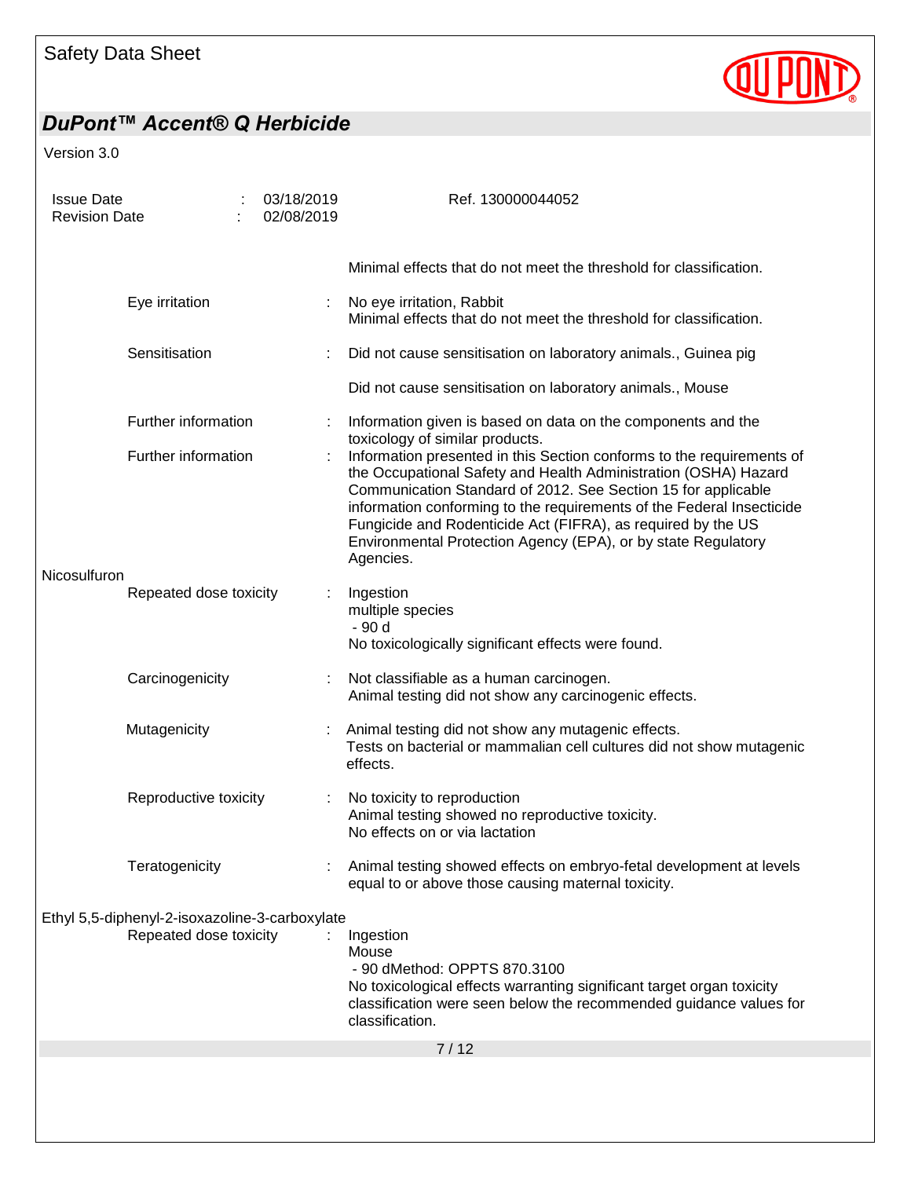Minimal effects that do not meet the threshold for classification.

| | | |
|---|---|---|
| Eye irritation | : | No eye irritation, Rabbit<br>Minimal effects that do not meet the threshold for classification. |
| Sensitisation | : | Did not cause sensitisation on laboratory animals., Guinea pig<br><br>Did not cause sensitisation on laboratory animals., Mouse |
| Further information | : | Information given is based on data on the components and the toxicology of similar products. |
| Further information | : | Information presented in this Section conforms to the requirements of the Occupational Safety and Health Administration (OSHA) Hazard Communication Standard of 2012. See Section 15 for applicable information conforming to the requirements of the Federal Insecticide Fungicide and Rodenticide Act (FIFRA), as required by the US Environmental Protection Agency (EPA), or by state Regulatory Agencies. |

**Nicosulfuron**

| | | |
|---|---|---|
| Repeated dose toxicity | : | Ingestion<br>multiple species<br>- 90 d<br>No toxicologically significant effects were found. |
| Carcinogenicity | : | Not classifiable as a human carcinogen.<br>Animal testing did not show any carcinogenic effects. |
| Mutagenicity | : | Animal testing did not show any mutagenic effects.<br>Tests on bacterial or mammalian cell cultures did not show mutagenic effects. |
| Reproductive toxicity | : | No toxicity to reproduction<br>Animal testing showed no reproductive toxicity.<br>No effects on or via lactation |
| Teratogenicity | : | Animal testing showed effects on embryo-fetal development at levels equal to or above those causing maternal toxicity. |

**Ethyl 5,5-diphenyl-2-isoxazoline-3-carboxylate**

| | | |
|---|---|---|
| Repeated dose toxicity | : | Ingestion<br>Mouse<br>- 90 dMethod: OPPTS 870.3100<br>No toxicological effects warranting significant target organ toxicity classification were seen below the recommended guidance values for classification. |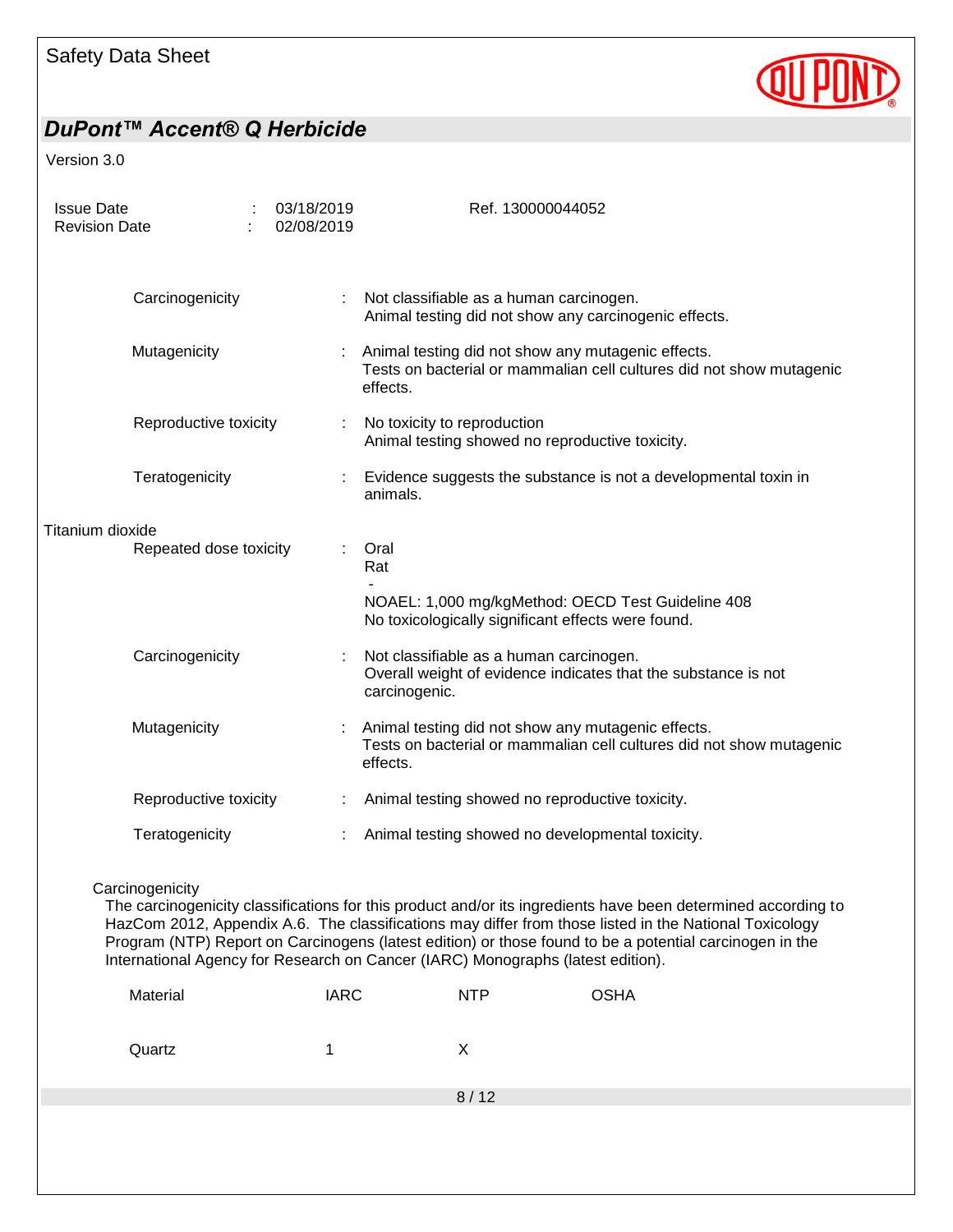Carcinogenicity : Not classifiable as a human carcinogen.
Animal testing did not show any carcinogenic effects.

Mutagenicity : Animal testing did not show any mutagenic effects.
Tests on bacterial or mammalian cell cultures did not show mutagenic effects.

Reproductive toxicity : No toxicity to reproduction
Animal testing showed no reproductive toxicity.

Teratogenicity : Evidence suggests the substance is not a developmental toxin in animals.

**Titanium dioxide**

Repeated dose toxicity : Oral
Rat
-
NOAEL: 1,000 mg/kgMethod: OECD Test Guideline 408
No toxicologically significant effects were found.

Carcinogenicity : Not classifiable as a human carcinogen.
Overall weight of evidence indicates that the substance is not carcinogenic.

Mutagenicity : Animal testing did not show any mutagenic effects.
Tests on bacterial or mammalian cell cultures did not show mutagenic effects.

Reproductive toxicity : Animal testing showed no reproductive toxicity.

Teratogenicity : Animal testing showed no developmental toxicity.

**Carcinogenicity**

The carcinogenicity classifications for this product and/or its ingredients have been determined according to HazCom 2012, Appendix A.6. The classifications may differ from those listed in the National Toxicology Program (NTP) Report on Carcinogens (latest edition) or those found to be a potential carcinogen in the International Agency for Research on Cancer (IARC) Monographs (latest edition).

| Material | IARC | NTP | OSHA |
|---|---|---|---|
| Quartz | 1 | X | |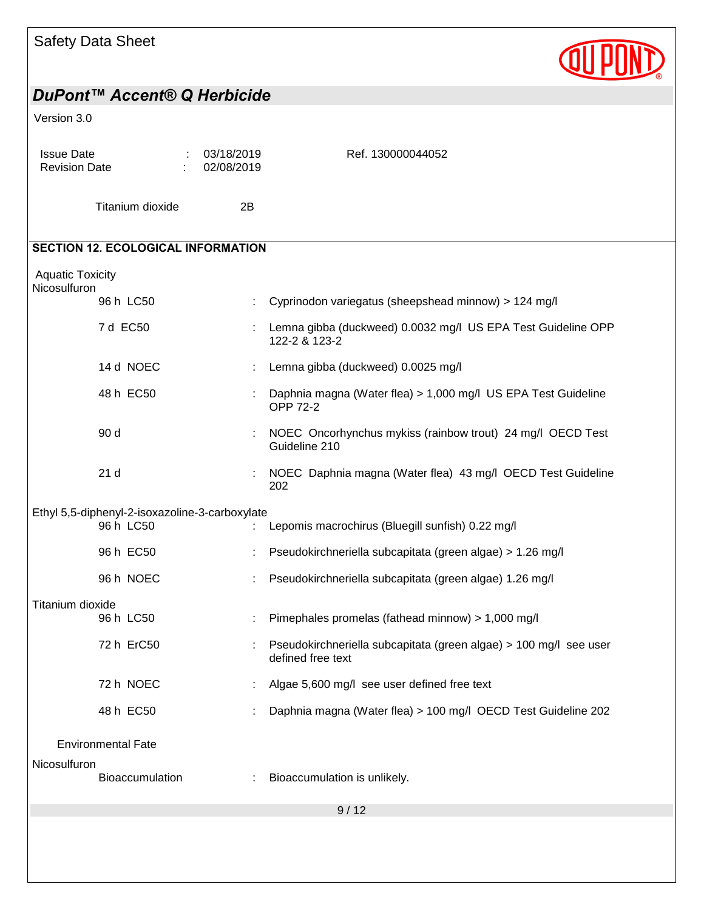Titanium dioxide 2B

## SECTION 12. ECOLOGICAL INFORMATION

### Aquatic Toxicity

**Nicosulfuron**

| | | |
|---|---|---|
| 96 h LC50 | : | Cyprinodon variegatus (sheepshead minnow) > 124 mg/l |
| 7 d EC50 | : | Lemna gibba (duckweed) 0.0032 mg/l US EPA Test Guideline OPP 122-2 & 123-2 |
| 14 d NOEC | : | Lemna gibba (duckweed) 0.0025 mg/l |
| 48 h EC50 | : | Daphnia magna (Water flea) > 1,000 mg/l US EPA Test Guideline OPP 72-2 |
| 90 d | : | NOEC Oncorhynchus mykiss (rainbow trout) 24 mg/l OECD Test Guideline 210 |
| 21 d | : | NOEC Daphnia magna (Water flea) 43 mg/l OECD Test Guideline 202 |

**Ethyl 5,5-diphenyl-2-isoxazoline-3-carboxylate**

| | | |
|---|---|---|
| 96 h LC50 | : | Lepomis macrochirus (Bluegill sunfish) 0.22 mg/l |
| 96 h EC50 | : | Pseudokirchneriella subcapitata (green algae) > 1.26 mg/l |
| 96 h NOEC | : | Pseudokirchneriella subcapitata (green algae) 1.26 mg/l |

**Titanium dioxide**

| | | |
|---|---|---|
| 96 h LC50 | : | Pimephales promelas (fathead minnow) > 1,000 mg/l |
| 72 h ErC50 | : | Pseudokirchneriella subcapitata (green algae) > 100 mg/l see user defined free text |
| 72 h NOEC | : | Algae 5,600 mg/l see user defined free text |
| 48 h EC50 | : | Daphnia magna (Water flea) > 100 mg/l OECD Test Guideline 202 |

### Environmental Fate

**Nicosulfuron**

| | | |
|---|---|---|
| Bioaccumulation | : | Bioaccumulation is unlikely. |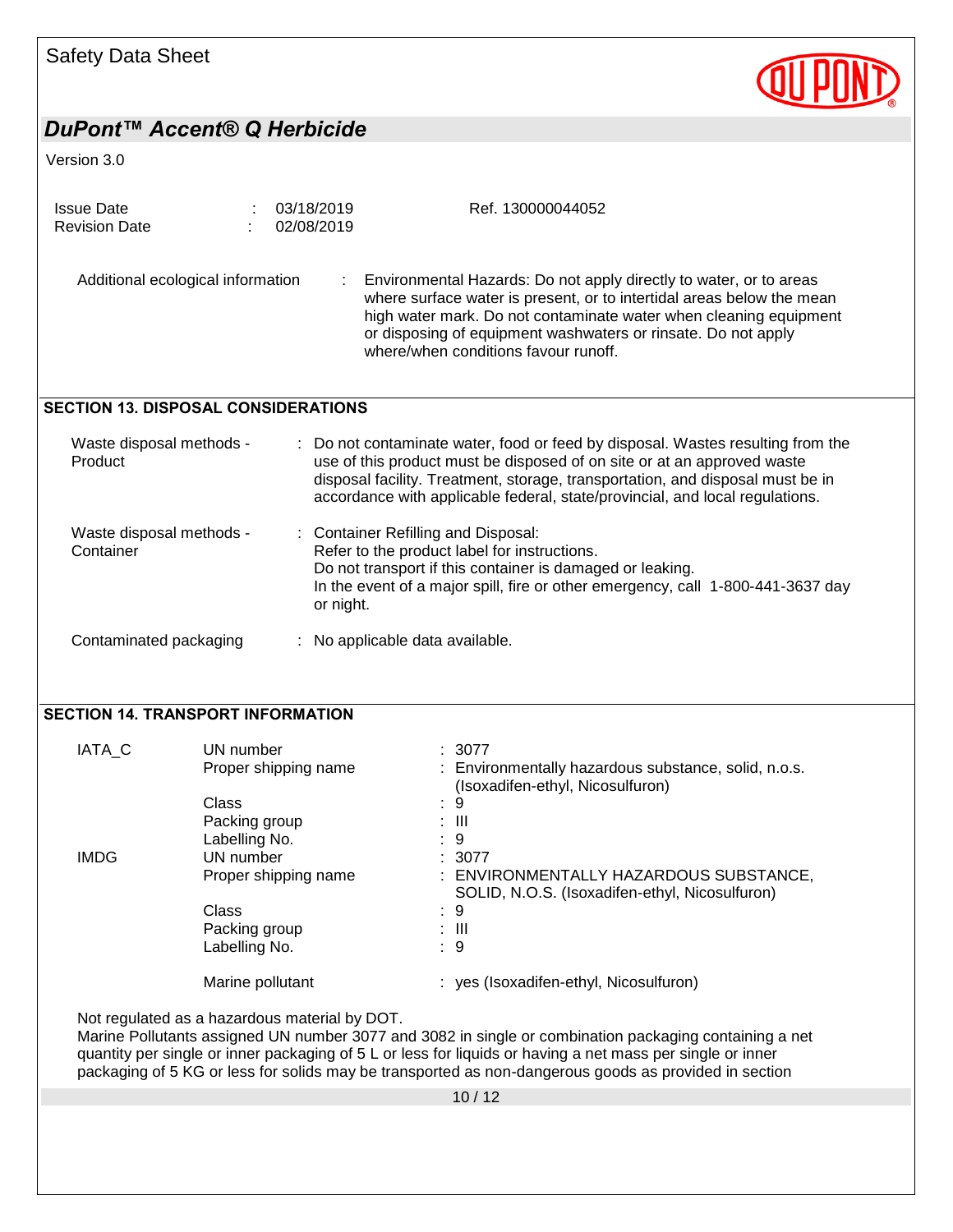Additional ecological information : Environmental Hazards: Do not apply directly to water, or to areas where surface water is present, or to intertidal areas below the mean high water mark. Do not contaminate water when cleaning equipment or disposing of equipment washwaters or rinsate. Do not apply where/when conditions favour runoff.

## SECTION 13. DISPOSAL CONSIDERATIONS

| | |
|---|---|
| Waste disposal methods - Product | : Do not contaminate water, food or feed by disposal. Wastes resulting from the use of this product must be disposed of on site or at an approved waste disposal facility. Treatment, storage, transportation, and disposal must be in accordance with applicable federal, state/provincial, and local regulations. |
| Waste disposal methods - Container | : Container Refilling and Disposal:<br>Refer to the product label for instructions.<br>Do not transport if this container is damaged or leaking.<br>In the event of a major spill, fire or other emergency, call 1-800-441-3637 day or night. |
| Contaminated packaging | : No applicable data available. |

## SECTION 14. TRANSPORT INFORMATION

| | | |
|---|---|---|
| IATA_C | UN number | : 3077 |
| | Proper shipping name | : Environmentally hazardous substance, solid, n.o.s. (Isoxadifen-ethyl, Nicosulfuron) |
| | Class | : 9 |
| | Packing group | : III |
| | Labelling No. | : 9 |
| IMDG | UN number | : 3077 |
| | Proper shipping name | : ENVIRONMENTALLY HAZARDOUS SUBSTANCE, SOLID, N.O.S. (Isoxadifen-ethyl, Nicosulfuron) |
| | Class | : 9 |
| | Packing group | : III |
| | Labelling No. | : 9 |
| | Marine pollutant | : yes (Isoxadifen-ethyl, Nicosulfuron) |

Not regulated as a hazardous material by DOT.
Marine Pollutants assigned UN number 3077 and 3082 in single or combination packaging containing a net quantity per single or inner packaging of 5 L or less for liquids or having a net mass per single or inner packaging of 5 KG or less for solids may be transported as non-dangerous goods as provided in section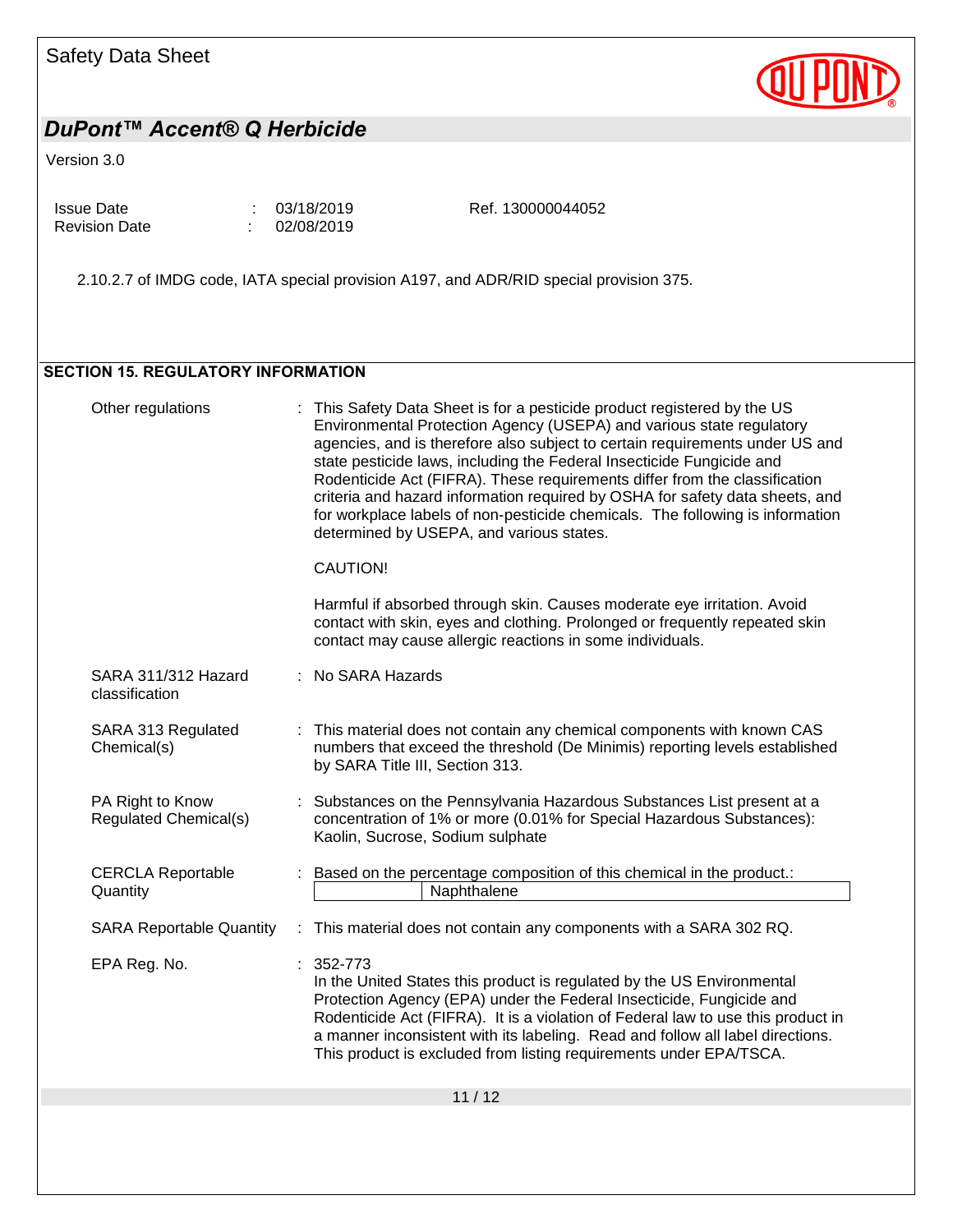2.10.2.7 of IMDG code, IATA special provision A197, and ADR/RID special provision 375.

## SECTION 15. REGULATORY INFORMATION

**Other regulations** : This Safety Data Sheet is for a pesticide product registered by the US Environmental Protection Agency (USEPA) and various state regulatory agencies, and is therefore also subject to certain requirements under US and state pesticide laws, including the Federal Insecticide Fungicide and Rodenticide Act (FIFRA). These requirements differ from the classification criteria and hazard information required by OSHA for safety data sheets, and for workplace labels of non-pesticide chemicals. The following is information determined by USEPA, and various states.

CAUTION!

Harmful if absorbed through skin. Causes moderate eye irritation. Avoid contact with skin, eyes and clothing. Prolonged or frequently repeated skin contact may cause allergic reactions in some individuals.

**SARA 311/312 Hazard classification** : No SARA Hazards

**SARA 313 Regulated Chemical(s)** : This material does not contain any chemical components with known CAS numbers that exceed the threshold (De Minimis) reporting levels established by SARA Title III, Section 313.

**PA Right to Know Regulated Chemical(s)** : Substances on the Pennsylvania Hazardous Substances List present at a concentration of 1% or more (0.01% for Special Hazardous Substances): Kaolin, Sucrose, Sodium sulphate

**CERCLA Reportable Quantity** : Based on the percentage composition of this chemical in the product.:

| | |
|---|---|
| | Naphthalene |

**SARA Reportable Quantity** : This material does not contain any components with a SARA 302 RQ.

**EPA Reg. No.** : 352-773
In the United States this product is regulated by the US Environmental Protection Agency (EPA) under the Federal Insecticide, Fungicide and Rodenticide Act (FIFRA). It is a violation of Federal law to use this product in a manner inconsistent with its labeling. Read and follow all label directions. This product is excluded from listing requirements under EPA/TSCA.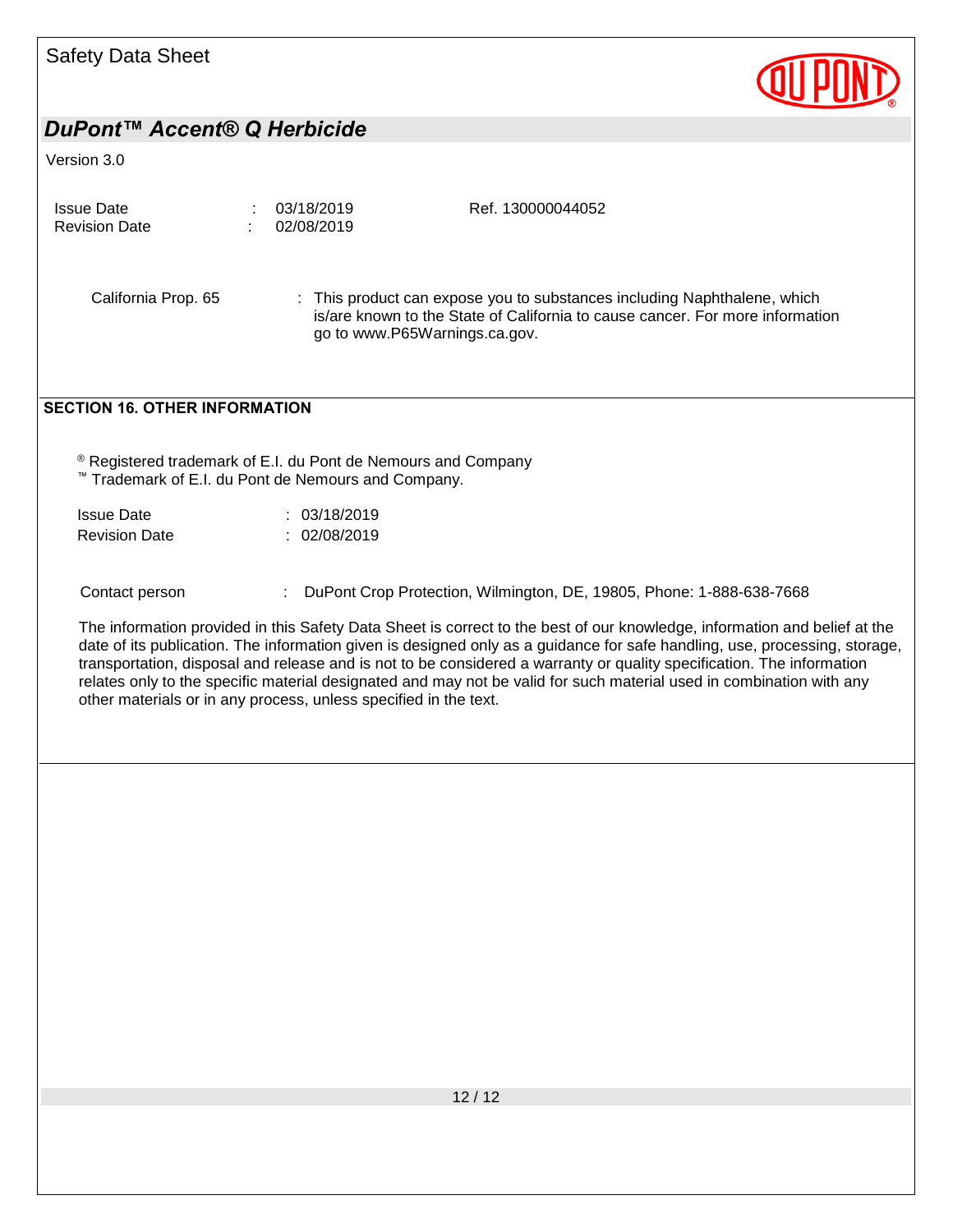California Prop. 65 : This product can expose you to substances including Naphthalene, which is/are known to the State of California to cause cancer. For more information go to www.P65Warnings.ca.gov.

## SECTION 16. OTHER INFORMATION

® Registered trademark of E.I. du Pont de Nemours and Company
™ Trademark of E.I. du Pont de Nemours and Company.

Issue Date : 03/18/2019
Revision Date : 02/08/2019

Contact person : DuPont Crop Protection, Wilmington, DE, 19805, Phone: 1-888-638-7668

The information provided in this Safety Data Sheet is correct to the best of our knowledge, information and belief at the date of its publication. The information given is designed only as a guidance for safe handling, use, processing, storage, transportation, disposal and release and is not to be considered a warranty or quality specification. The information relates only to the specific material designated and may not be valid for such material used in combination with any other materials or in any process, unless specified in the text.